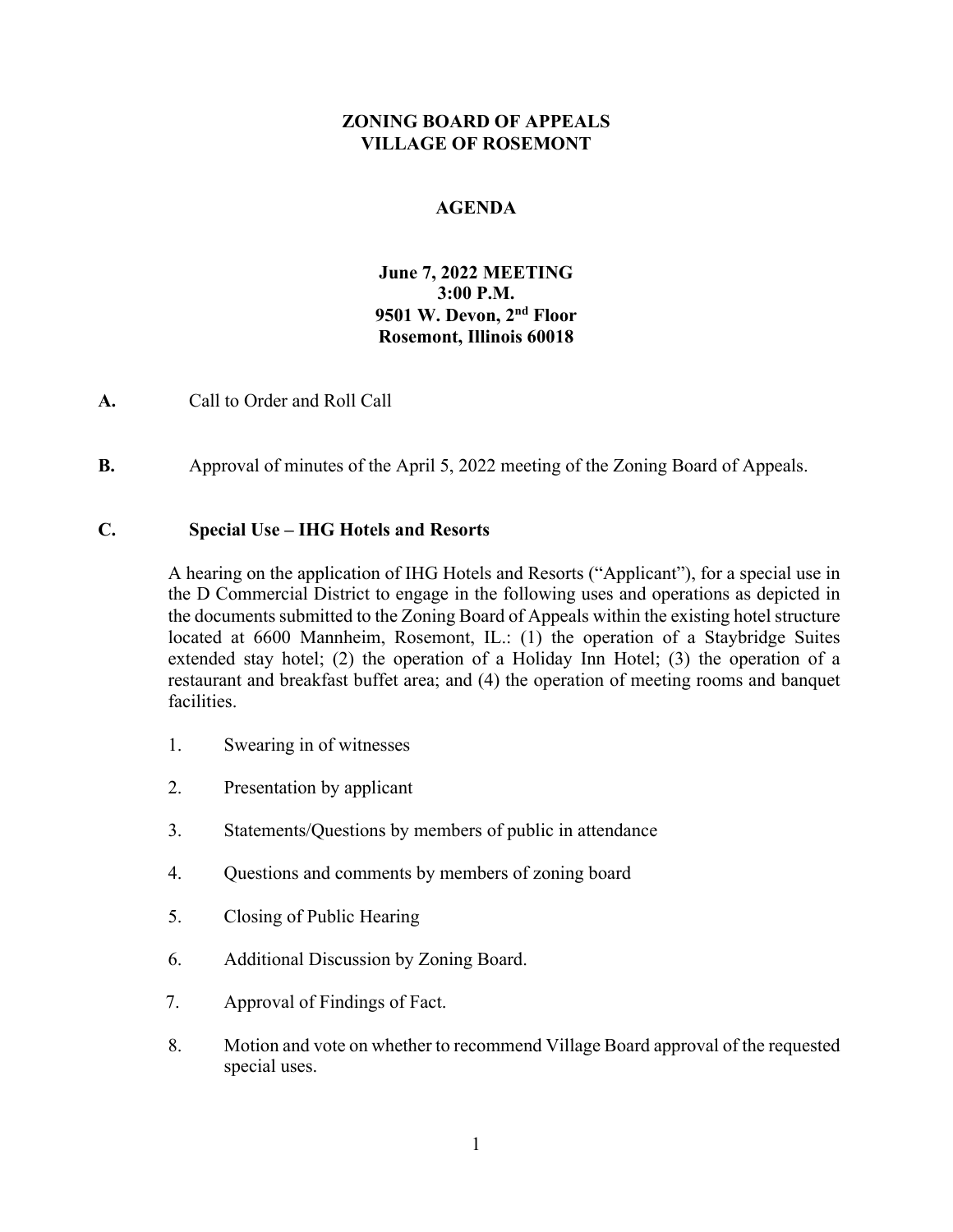# ZONING BOARD OF APPEALS
# VILLAGE OF ROSEMONT

## AGENDA

**June 7, 2022 MEETING**
**3:00 P.M.**
**9501 W. Devon, 2nd Floor**
**Rosemont, Illinois 60018**

**A.** Call to Order and Roll Call

**B.** Approval of minutes of the April 5, 2022 meeting of the Zoning Board of Appeals.

**C. Special Use – IHG Hotels and Resorts**

A hearing on the application of IHG Hotels and Resorts ("Applicant"), for a special use in the D Commercial District to engage in the following uses and operations as depicted in the documents submitted to the Zoning Board of Appeals within the existing hotel structure located at 6600 Mannheim, Rosemont, IL.: (1) the operation of a Staybridge Suites extended stay hotel; (2) the operation of a Holiday Inn Hotel; (3) the operation of a restaurant and breakfast buffet area; and (4) the operation of meeting rooms and banquet facilities.

1. Swearing in of witnesses
2. Presentation by applicant
3. Statements/Questions by members of public in attendance
4. Questions and comments by members of zoning board
5. Closing of Public Hearing
6. Additional Discussion by Zoning Board.
7. Approval of Findings of Fact.
8. Motion and vote on whether to recommend Village Board approval of the requested special uses.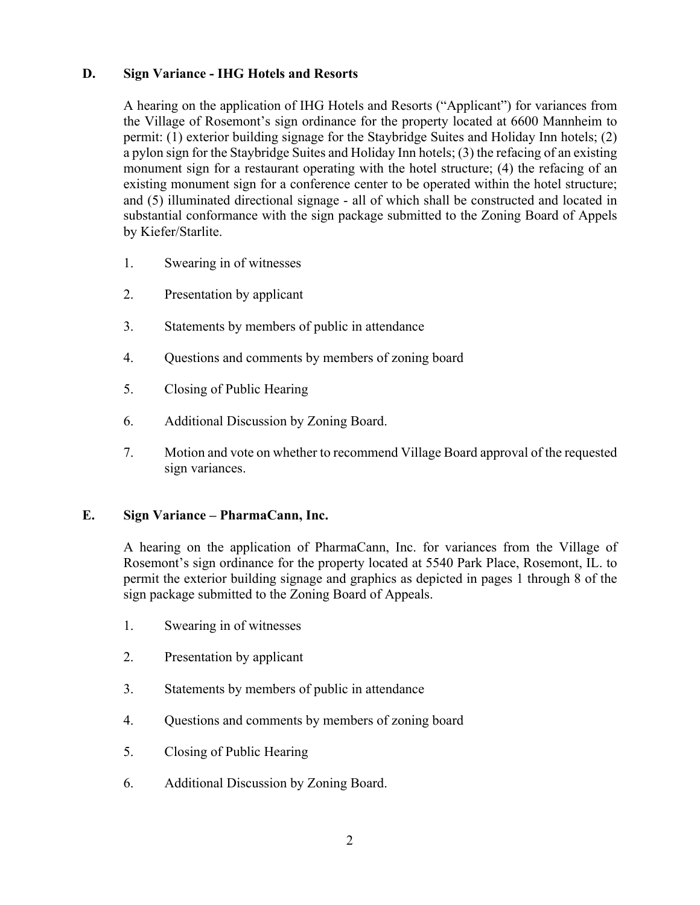**D. Sign Variance - IHG Hotels and Resorts**

A hearing on the application of IHG Hotels and Resorts ("Applicant") for variances from the Village of Rosemont's sign ordinance for the property located at 6600 Mannheim to permit: (1) exterior building signage for the Staybridge Suites and Holiday Inn hotels; (2) a pylon sign for the Staybridge Suites and Holiday Inn hotels; (3) the refacing of an existing monument sign for a restaurant operating with the hotel structure; (4) the refacing of an existing monument sign for a conference center to be operated within the hotel structure; and (5) illuminated directional signage - all of which shall be constructed and located in substantial conformance with the sign package submitted to the Zoning Board of Appels by Kiefer/Starlite.

1. Swearing in of witnesses
2. Presentation by applicant
3. Statements by members of public in attendance
4. Questions and comments by members of zoning board
5. Closing of Public Hearing
6. Additional Discussion by Zoning Board.
7. Motion and vote on whether to recommend Village Board approval of the requested sign variances.

**E. Sign Variance – PharmaCann, Inc.**

A hearing on the application of PharmaCann, Inc. for variances from the Village of Rosemont's sign ordinance for the property located at 5540 Park Place, Rosemont, IL. to permit the exterior building signage and graphics as depicted in pages 1 through 8 of the sign package submitted to the Zoning Board of Appeals.

1. Swearing in of witnesses
2. Presentation by applicant
3. Statements by members of public in attendance
4. Questions and comments by members of zoning board
5. Closing of Public Hearing
6. Additional Discussion by Zoning Board.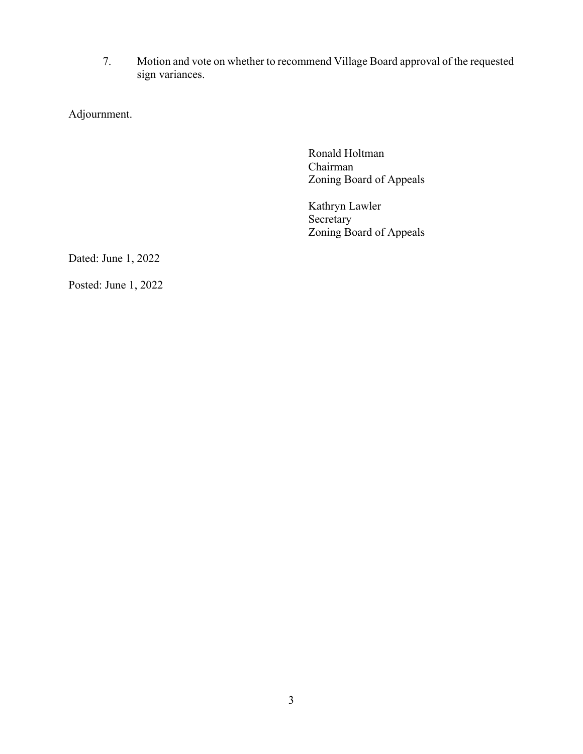7. Motion and vote on whether to recommend Village Board approval of the requested sign variances.

Adjournment.

Ronald Holtman
Chairman
Zoning Board of Appeals

Kathryn Lawler
Secretary
Zoning Board of Appeals

Dated: June 1, 2022

Posted: June 1, 2022